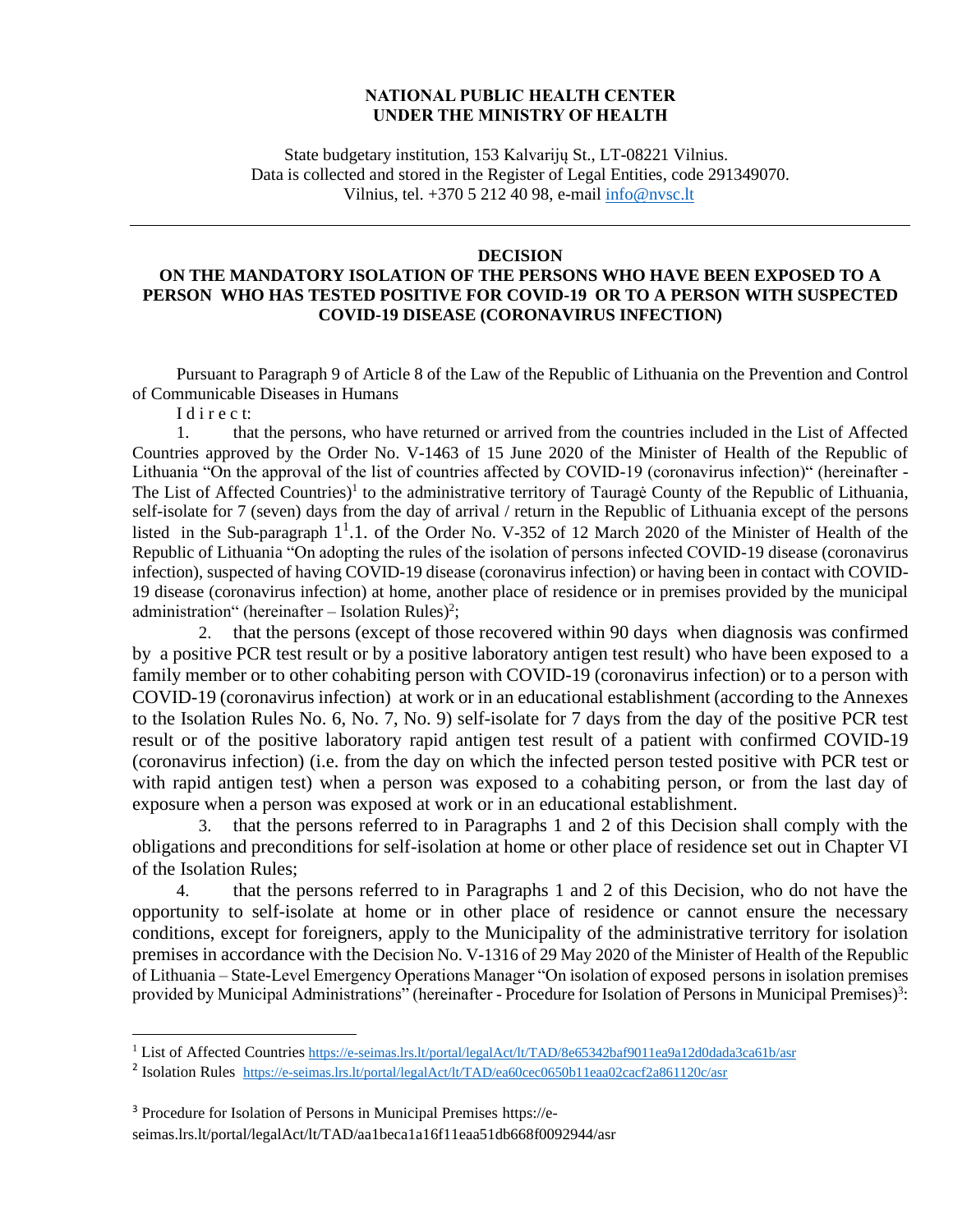**NATIONAL PUBLIC HEALTH CENTER**
**UNDER THE MINISTRY OF HEALTH**

State budgetary institution, 153 Kalvarijų St., LT-08221 Vilnius.
Data is collected and stored in the Register of Legal Entities, code 291349070.
Vilnius, tel. +370 5 212 40 98, e-mail info@nvsc.lt

---

## DECISION
## ON THE MANDATORY ISOLATION OF THE PERSONS WHO HAVE BEEN EXPOSED TO A PERSON WHO HAS TESTED POSITIVE FOR COVID-19 OR TO A PERSON WITH SUSPECTED COVID-19 DISEASE (CORONAVIRUS INFECTION)

Pursuant to Paragraph 9 of Article 8 of the Law of the Republic of Lithuania on the Prevention and Control of Communicable Diseases in Humans

I d i r e c t:

1. that the persons, who have returned or arrived from the countries included in the List of Affected Countries approved by the Order No. V-1463 of 15 June 2020 of the Minister of Health of the Republic of Lithuania "On the approval of the list of countries affected by COVID-19 (coronavirus infection)" (hereinafter - The List of Affected Countries)[1] to the administrative territory of Tauragė County of the Republic of Lithuania, self-isolate for 7 (seven) days from the day of arrival / return in the Republic of Lithuania except of the persons listed in the Sub-paragraph $1^1$.1. of the Order No. V-352 of 12 March 2020 of the Minister of Health of the Republic of Lithuania "On adopting the rules of the isolation of persons infected COVID-19 disease (coronavirus infection), suspected of having COVID-19 disease (coronavirus infection) or having been in contact with COVID-19 disease (coronavirus infection) at home, another place of residence or in premises provided by the municipal administration" (hereinafter – Isolation Rules)[2];

2. that the persons (except of those recovered within 90 days when diagnosis was confirmed by a positive PCR test result or by a positive laboratory antigen test result) who have been exposed to a family member or to other cohabiting person with COVID-19 (coronavirus infection) or to a person with COVID-19 (coronavirus infection) at work or in an educational establishment (according to the Annexes to the Isolation Rules No. 6, No. 7, No. 9) self-isolate for 7 days from the day of the positive PCR test result or of the positive laboratory rapid antigen test result of a patient with confirmed COVID-19 (coronavirus infection) (i.e. from the day on which the infected person tested positive with PCR test or with rapid antigen test) when a person was exposed to a cohabiting person, or from the last day of exposure when a person was exposed at work or in an educational establishment.

3. that the persons referred to in Paragraphs 1 and 2 of this Decision shall comply with the obligations and preconditions for self-isolation at home or other place of residence set out in Chapter VI of the Isolation Rules;

4. that the persons referred to in Paragraphs 1 and 2 of this Decision, who do not have the opportunity to self-isolate at home or in other place of residence or cannot ensure the necessary conditions, except for foreigners, apply to the Municipality of the administrative territory for isolation premises in accordance with the Decision No. V-1316 of 29 May 2020 of the Minister of Health of the Republic of Lithuania – State-Level Emergency Operations Manager "On isolation of exposed persons in isolation premises provided by Municipal Administrations" (hereinafter - Procedure for Isolation of Persons in Municipal Premises)[3]:

---

[1] List of Affected Countries https://e-seimas.lrs.lt/portal/legalAct/lt/TAD/8e65342baf9011ea9a12d0dada3ca61b/asr

[2] Isolation Rules https://e-seimas.lrs.lt/portal/legalAct/lt/TAD/ea60cec0650b11eaa02cacf2a861120c/asr

[3] Procedure for Isolation of Persons in Municipal Premises https://e-seimas.lrs.lt/portal/legalAct/lt/TAD/aa1beca1a16f11eaa51db668f0092944/asr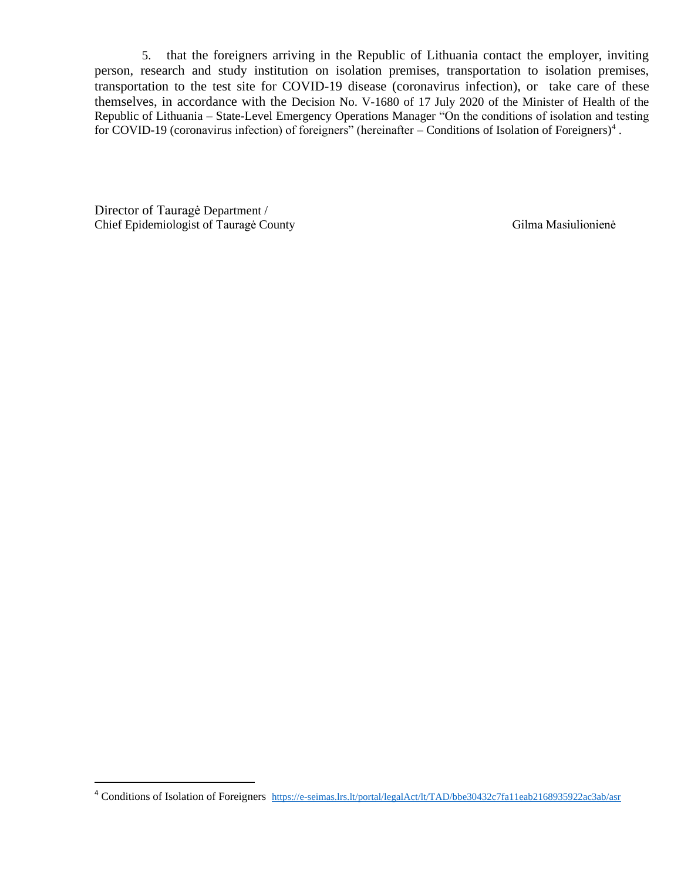5. that the foreigners arriving in the Republic of Lithuania contact the employer, inviting person, research and study institution on isolation premises, transportation to isolation premises, transportation to the test site for COVID-19 disease (coronavirus infection), or take care of these themselves, in accordance with the Decision No. V-1680 of 17 July 2020 of the Minister of Health of the Republic of Lithuania – State-Level Emergency Operations Manager "On the conditions of isolation and testing for COVID-19 (coronavirus infection) of foreigners" (hereinafter – Conditions of Isolation of Foreigners)[4] .

Director of Tauragė Department /
Chief Epidemiologist of Tauragė County — Gilma Masiulionienė

---

[4] Conditions of Isolation of Foreigners https://e-seimas.lrs.lt/portal/legalAct/lt/TAD/bbe30432c7fa11eab2168935922ac3ab/asr